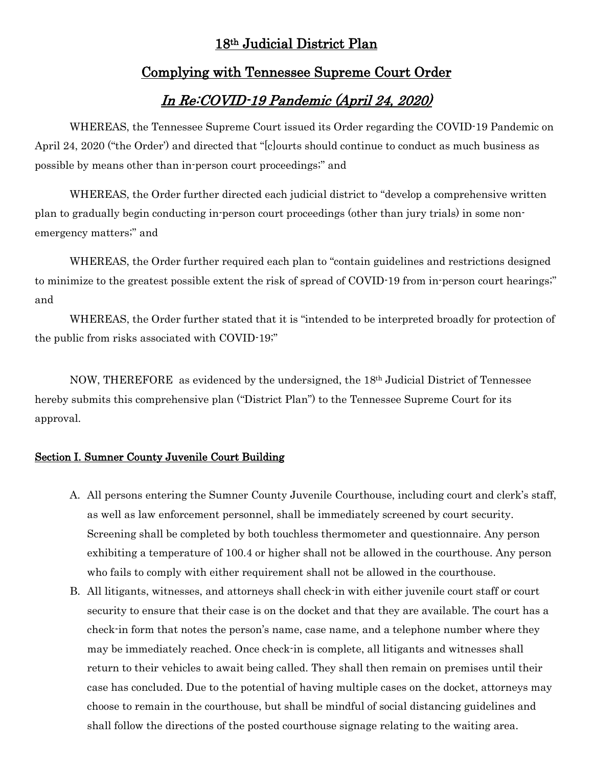# 18th Judicial District Plan

## Complying with Tennessee Supreme Court Order

## *In Re:COVID-19 Pandemic (April 24, 2020)*

WHEREAS, the Tennessee Supreme Court issued its Order regarding the COVID-19 Pandemic on April 24, 2020 ("the Order') and directed that "[c]ourts should continue to conduct as much business as possible by means other than in-person court proceedings;" and

WHEREAS, the Order further directed each judicial district to "develop a comprehensive written plan to gradually begin conducting in-person court proceedings (other than jury trials) in some non-emergency matters;" and

WHEREAS, the Order further required each plan to "contain guidelines and restrictions designed to minimize to the greatest possible extent the risk of spread of COVID-19 from in-person court hearings;" and

WHEREAS, the Order further stated that it is "intended to be interpreted broadly for protection of the public from risks associated with COVID-19;"

NOW, THEREFORE as evidenced by the undersigned, the 18th Judicial District of Tennessee hereby submits this comprehensive plan ("District Plan") to the Tennessee Supreme Court for its approval.

### Section I. Sumner County Juvenile Court Building

A. All persons entering the Sumner County Juvenile Courthouse, including court and clerk's staff, as well as law enforcement personnel, shall be immediately screened by court security. Screening shall be completed by both touchless thermometer and questionnaire. Any person exhibiting a temperature of 100.4 or higher shall not be allowed in the courthouse. Any person who fails to comply with either requirement shall not be allowed in the courthouse.

B. All litigants, witnesses, and attorneys shall check-in with either juvenile court staff or court security to ensure that their case is on the docket and that they are available. The court has a check-in form that notes the person's name, case name, and a telephone number where they may be immediately reached. Once check-in is complete, all litigants and witnesses shall return to their vehicles to await being called. They shall then remain on premises until their case has concluded. Due to the potential of having multiple cases on the docket, attorneys may choose to remain in the courthouse, but shall be mindful of social distancing guidelines and shall follow the directions of the posted courthouse signage relating to the waiting area.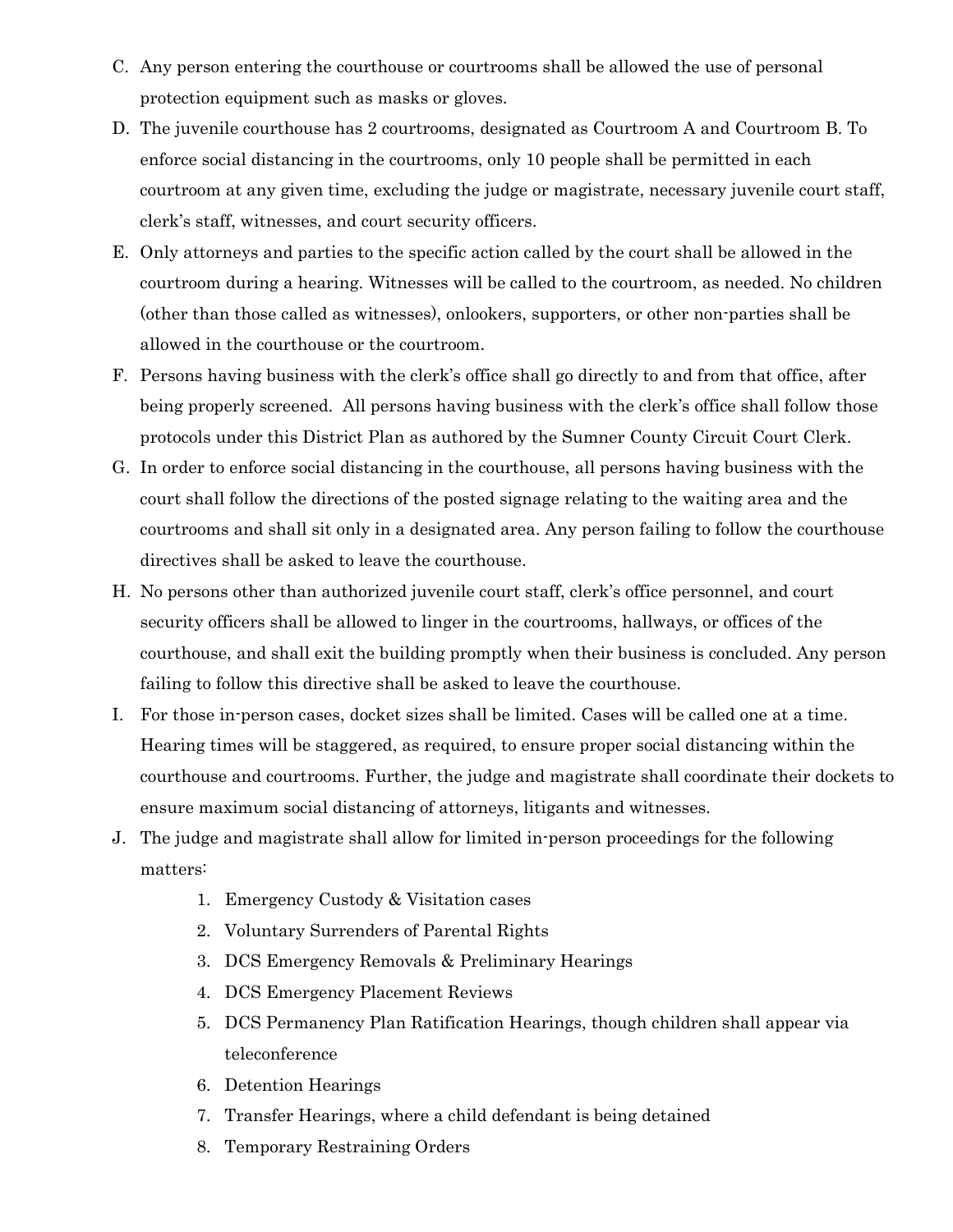C. Any person entering the courthouse or courtrooms shall be allowed the use of personal protection equipment such as masks or gloves.

D. The juvenile courthouse has 2 courtrooms, designated as Courtroom A and Courtroom B. To enforce social distancing in the courtrooms, only 10 people shall be permitted in each courtroom at any given time, excluding the judge or magistrate, necessary juvenile court staff, clerk's staff, witnesses, and court security officers.

E. Only attorneys and parties to the specific action called by the court shall be allowed in the courtroom during a hearing. Witnesses will be called to the courtroom, as needed. No children (other than those called as witnesses), onlookers, supporters, or other non-parties shall be allowed in the courthouse or the courtroom.

F. Persons having business with the clerk's office shall go directly to and from that office, after being properly screened. All persons having business with the clerk's office shall follow those protocols under this District Plan as authored by the Sumner County Circuit Court Clerk.

G. In order to enforce social distancing in the courthouse, all persons having business with the court shall follow the directions of the posted signage relating to the waiting area and the courtrooms and shall sit only in a designated area. Any person failing to follow the courthouse directives shall be asked to leave the courthouse.

H. No persons other than authorized juvenile court staff, clerk's office personnel, and court security officers shall be allowed to linger in the courtrooms, hallways, or offices of the courthouse, and shall exit the building promptly when their business is concluded. Any person failing to follow this directive shall be asked to leave the courthouse.

I. For those in-person cases, docket sizes shall be limited. Cases will be called one at a time. Hearing times will be staggered, as required, to ensure proper social distancing within the courthouse and courtrooms. Further, the judge and magistrate shall coordinate their dockets to ensure maximum social distancing of attorneys, litigants and witnesses.

J. The judge and magistrate shall allow for limited in-person proceedings for the following matters:

   1. Emergency Custody & Visitation cases
   2. Voluntary Surrenders of Parental Rights
   3. DCS Emergency Removals & Preliminary Hearings
   4. DCS Emergency Placement Reviews
   5. DCS Permanency Plan Ratification Hearings, though children shall appear via teleconference
   6. Detention Hearings
   7. Transfer Hearings, where a child defendant is being detained
   8. Temporary Restraining Orders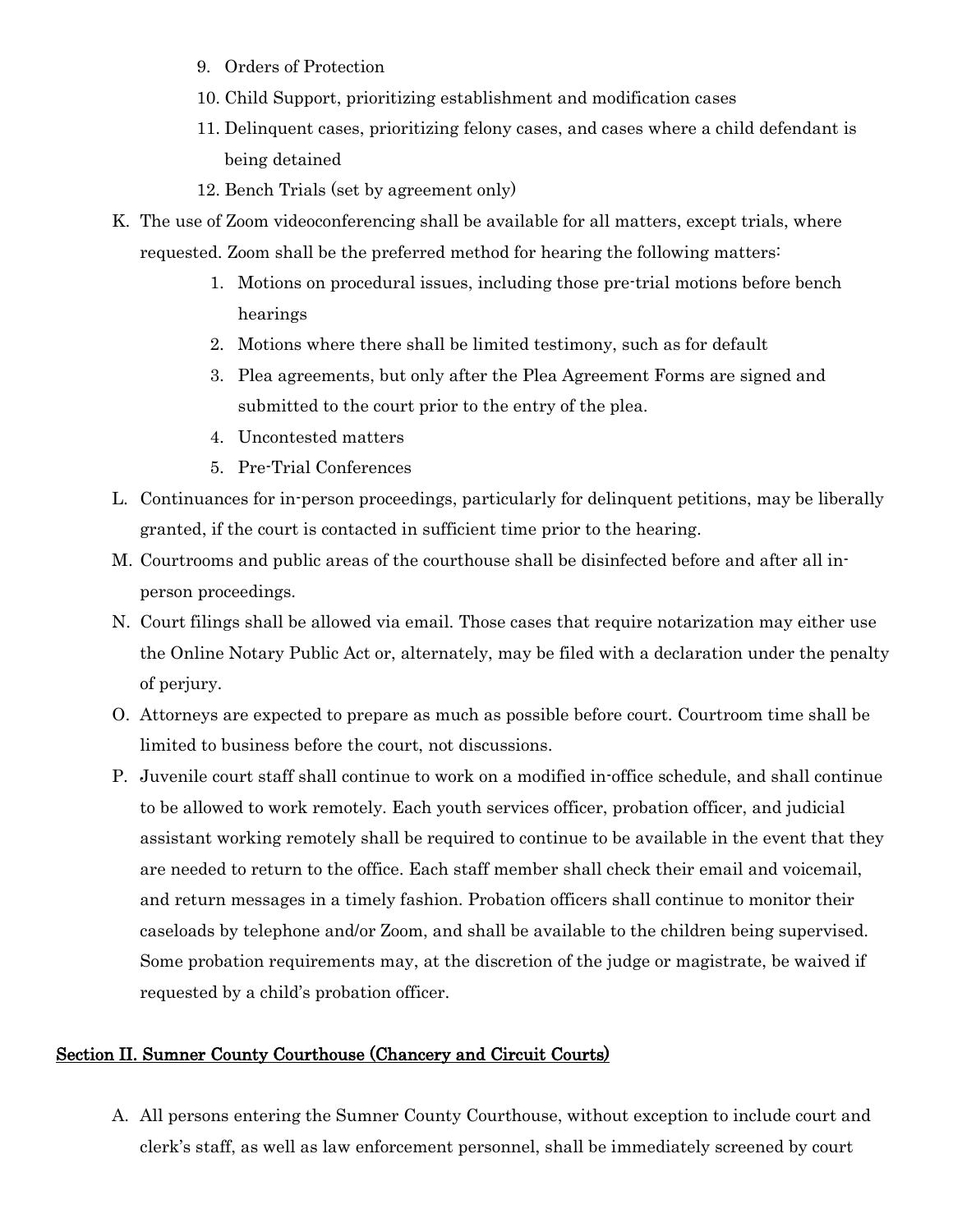9. Orders of Protection
10. Child Support, prioritizing establishment and modification cases
11. Delinquent cases, prioritizing felony cases, and cases where a child defendant is being detained
12. Bench Trials (set by agreement only)

K. The use of Zoom videoconferencing shall be available for all matters, except trials, where requested. Zoom shall be the preferred method for hearing the following matters:
    1. Motions on procedural issues, including those pre-trial motions before bench hearings
    2. Motions where there shall be limited testimony, such as for default
    3. Plea agreements, but only after the Plea Agreement Forms are signed and submitted to the court prior to the entry of the plea.
    4. Uncontested matters
    5. Pre-Trial Conferences

L. Continuances for in-person proceedings, particularly for delinquent petitions, may be liberally granted, if the court is contacted in sufficient time prior to the hearing.

M. Courtrooms and public areas of the courthouse shall be disinfected before and after all in-person proceedings.

N. Court filings shall be allowed via email. Those cases that require notarization may either use the Online Notary Public Act or, alternately, may be filed with a declaration under the penalty of perjury.

O. Attorneys are expected to prepare as much as possible before court. Courtroom time shall be limited to business before the court, not discussions.

P. Juvenile court staff shall continue to work on a modified in-office schedule, and shall continue to be allowed to work remotely. Each youth services officer, probation officer, and judicial assistant working remotely shall be required to continue to be available in the event that they are needed to return to the office. Each staff member shall check their email and voicemail, and return messages in a timely fashion. Probation officers shall continue to monitor their caseloads by telephone and/or Zoom, and shall be available to the children being supervised. Some probation requirements may, at the discretion of the judge or magistrate, be waived if requested by a child's probation officer.

## Section II. Sumner County Courthouse (Chancery and Circuit Courts)

A. All persons entering the Sumner County Courthouse, without exception to include court and clerk's staff, as well as law enforcement personnel, shall be immediately screened by court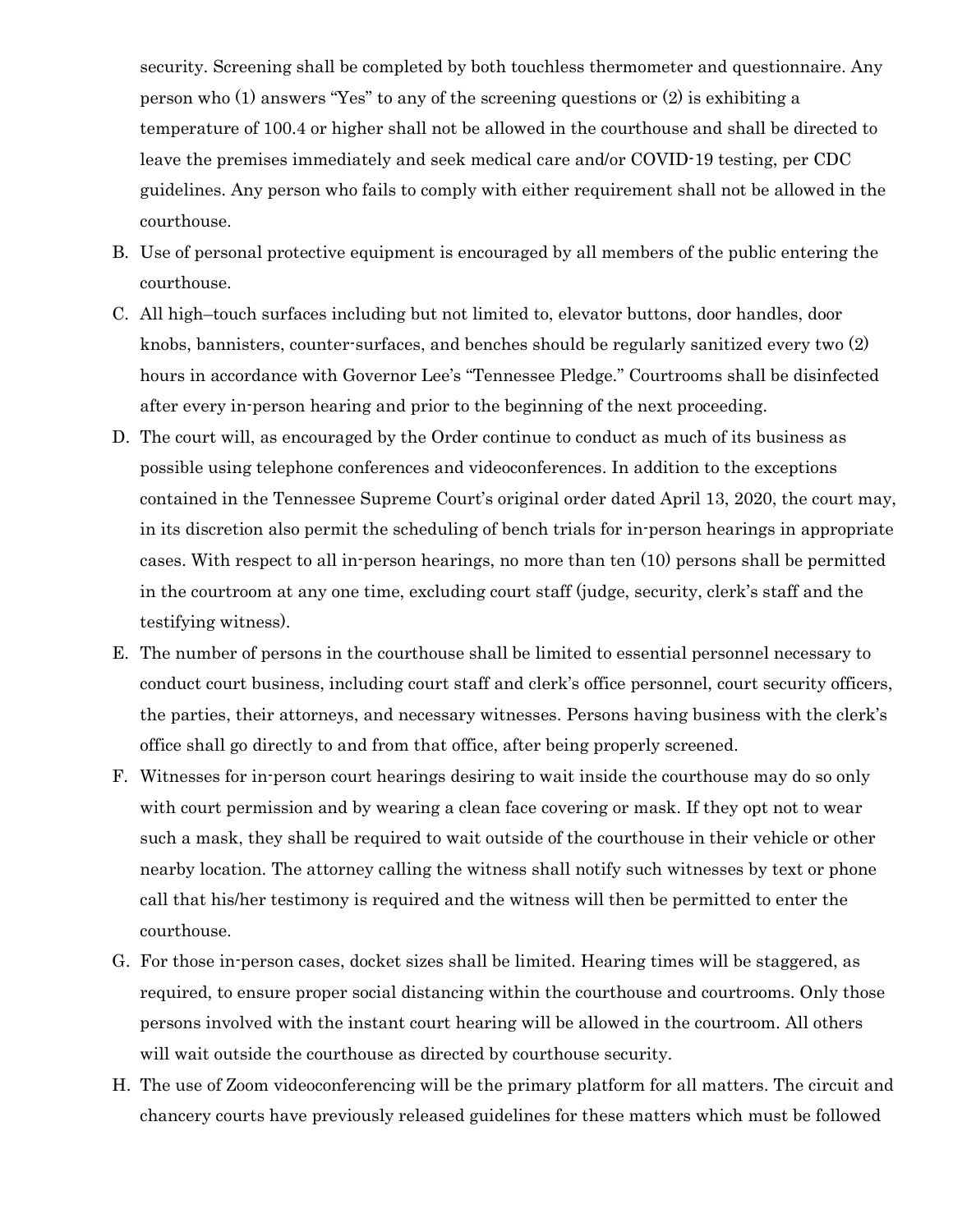security. Screening shall be completed by both touchless thermometer and questionnaire. Any person who (1) answers "Yes" to any of the screening questions or (2) is exhibiting a temperature of 100.4 or higher shall not be allowed in the courthouse and shall be directed to leave the premises immediately and seek medical care and/or COVID-19 testing, per CDC guidelines. Any person who fails to comply with either requirement shall not be allowed in the courthouse.

B. Use of personal protective equipment is encouraged by all members of the public entering the courthouse.

C. All high–touch surfaces including but not limited to, elevator buttons, door handles, door knobs, bannisters, counter-surfaces, and benches should be regularly sanitized every two (2) hours in accordance with Governor Lee's "Tennessee Pledge." Courtrooms shall be disinfected after every in-person hearing and prior to the beginning of the next proceeding.

D. The court will, as encouraged by the Order continue to conduct as much of its business as possible using telephone conferences and videoconferences. In addition to the exceptions contained in the Tennessee Supreme Court's original order dated April 13, 2020, the court may, in its discretion also permit the scheduling of bench trials for in-person hearings in appropriate cases. With respect to all in-person hearings, no more than ten (10) persons shall be permitted in the courtroom at any one time, excluding court staff (judge, security, clerk's staff and the testifying witness).

E. The number of persons in the courthouse shall be limited to essential personnel necessary to conduct court business, including court staff and clerk's office personnel, court security officers, the parties, their attorneys, and necessary witnesses. Persons having business with the clerk's office shall go directly to and from that office, after being properly screened.

F. Witnesses for in-person court hearings desiring to wait inside the courthouse may do so only with court permission and by wearing a clean face covering or mask. If they opt not to wear such a mask, they shall be required to wait outside of the courthouse in their vehicle or other nearby location. The attorney calling the witness shall notify such witnesses by text or phone call that his/her testimony is required and the witness will then be permitted to enter the courthouse.

G. For those in-person cases, docket sizes shall be limited. Hearing times will be staggered, as required, to ensure proper social distancing within the courthouse and courtrooms. Only those persons involved with the instant court hearing will be allowed in the courtroom. All others will wait outside the courthouse as directed by courthouse security.

H. The use of Zoom videoconferencing will be the primary platform for all matters. The circuit and chancery courts have previously released guidelines for these matters which must be followed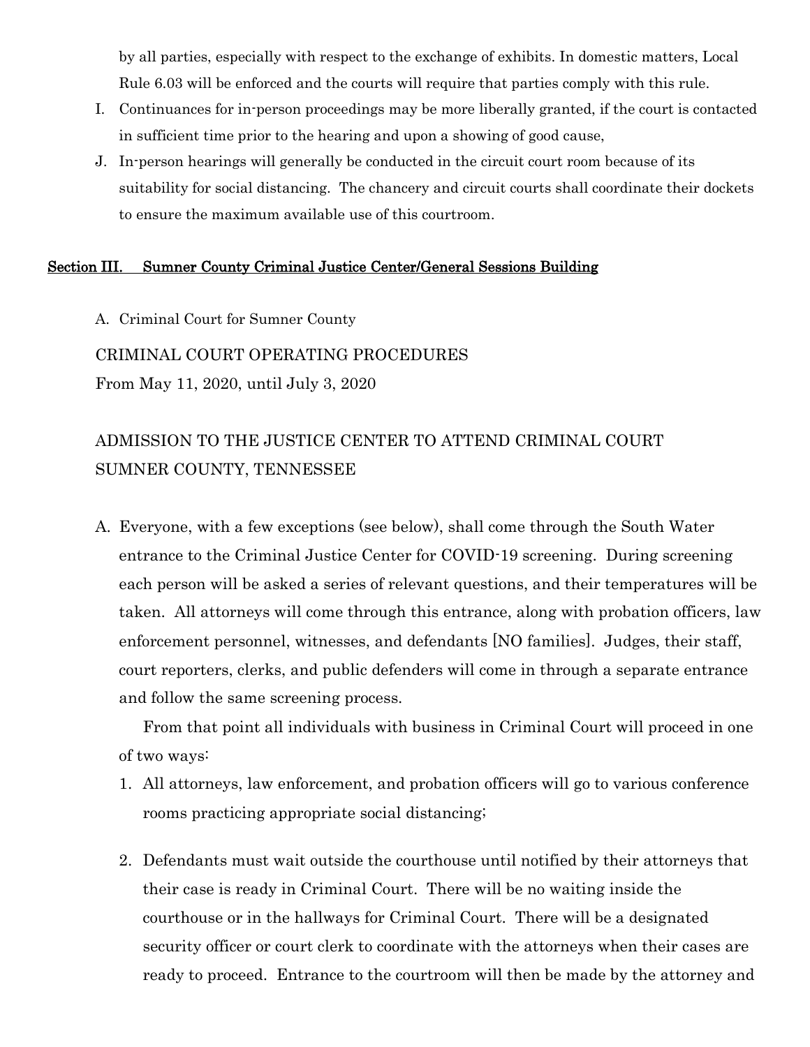by all parties, especially with respect to the exchange of exhibits. In domestic matters, Local Rule 6.03 will be enforced and the courts will require that parties comply with this rule.

I. Continuances for in-person proceedings may be more liberally granted, if the court is contacted in sufficient time prior to the hearing and upon a showing of good cause,

J. In-person hearings will generally be conducted in the circuit court room because of its suitability for social distancing. The chancery and circuit courts shall coordinate their dockets to ensure the maximum available use of this courtroom.

## <u>Section III. Sumner County Criminal Justice Center/General Sessions Building</u>

A. Criminal Court for Sumner County

CRIMINAL COURT OPERATING PROCEDURES
From May 11, 2020, until July 3, 2020

ADMISSION TO THE JUSTICE CENTER TO ATTEND CRIMINAL COURT
SUMNER COUNTY, TENNESSEE

A. Everyone, with a few exceptions (see below), shall come through the South Water entrance to the Criminal Justice Center for COVID-19 screening. During screening each person will be asked a series of relevant questions, and their temperatures will be taken. All attorneys will come through this entrance, along with probation officers, law enforcement personnel, witnesses, and defendants [NO families]. Judges, their staff, court reporters, clerks, and public defenders will come in through a separate entrance and follow the same screening process.

From that point all individuals with business in Criminal Court will proceed in one of two ways:

1. All attorneys, law enforcement, and probation officers will go to various conference rooms practicing appropriate social distancing;

2. Defendants must wait outside the courthouse until notified by their attorneys that their case is ready in Criminal Court. There will be no waiting inside the courthouse or in the hallways for Criminal Court. There will be a designated security officer or court clerk to coordinate with the attorneys when their cases are ready to proceed. Entrance to the courtroom will then be made by the attorney and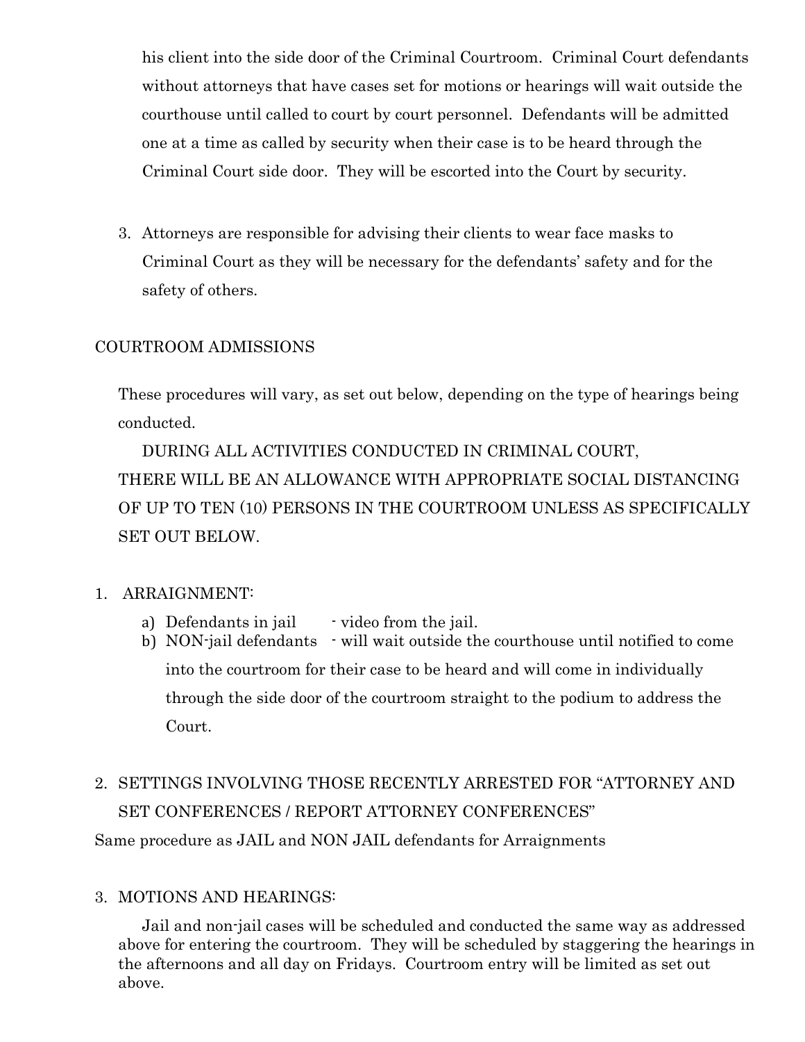his client into the side door of the Criminal Courtroom. Criminal Court defendants without attorneys that have cases set for motions or hearings will wait outside the courthouse until called to court by court personnel. Defendants will be admitted one at a time as called by security when their case is to be heard through the Criminal Court side door. They will be escorted into the Court by security.

3. Attorneys are responsible for advising their clients to wear face masks to Criminal Court as they will be necessary for the defendants' safety and for the safety of others.

COURTROOM ADMISSIONS

These procedures will vary, as set out below, depending on the type of hearings being conducted.

DURING ALL ACTIVITIES CONDUCTED IN CRIMINAL COURT, THERE WILL BE AN ALLOWANCE WITH APPROPRIATE SOCIAL DISTANCING OF UP TO TEN (10) PERSONS IN THE COURTROOM UNLESS AS SPECIFICALLY SET OUT BELOW.

1. ARRAIGNMENT:
   a) Defendants in jail - video from the jail.
   b) NON-jail defendants - will wait outside the courthouse until notified to come into the courtroom for their case to be heard and will come in individually through the side door of the courtroom straight to the podium to address the Court.

2. SETTINGS INVOLVING THOSE RECENTLY ARRESTED FOR "ATTORNEY AND SET CONFERENCES / REPORT ATTORNEY CONFERENCES"

Same procedure as JAIL and NON JAIL defendants for Arraignments

3. MOTIONS AND HEARINGS:

Jail and non-jail cases will be scheduled and conducted the same way as addressed above for entering the courtroom. They will be scheduled by staggering the hearings in the afternoons and all day on Fridays. Courtroom entry will be limited as set out above.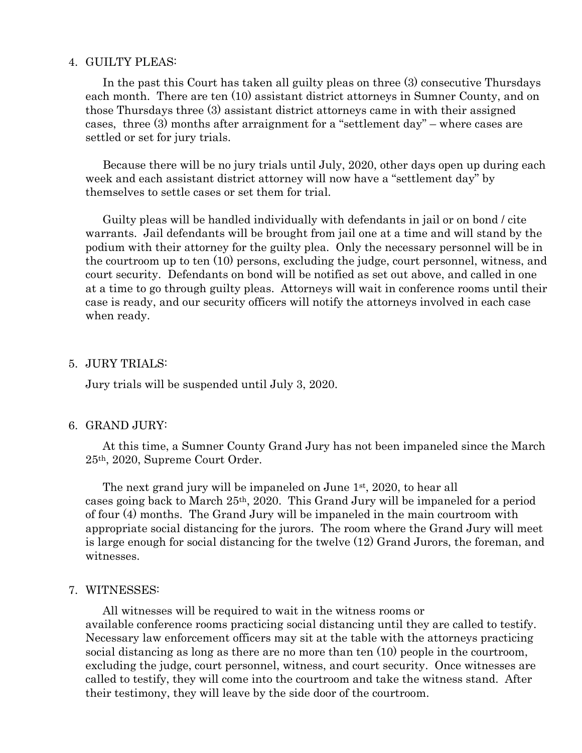4. GUILTY PLEAS:

   In the past this Court has taken all guilty pleas on three (3) consecutive Thursdays each month. There are ten (10) assistant district attorneys in Sumner County, and on those Thursdays three (3) assistant district attorneys came in with their assigned cases, three (3) months after arraignment for a "settlement day" – where cases are settled or set for jury trials.

   Because there will be no jury trials until July, 2020, other days open up during each week and each assistant district attorney will now have a "settlement day" by themselves to settle cases or set them for trial.

   Guilty pleas will be handled individually with defendants in jail or on bond / cite warrants. Jail defendants will be brought from jail one at a time and will stand by the podium with their attorney for the guilty plea. Only the necessary personnel will be in the courtroom up to ten (10) persons, excluding the judge, court personnel, witness, and court security. Defendants on bond will be notified as set out above, and called in one at a time to go through guilty pleas. Attorneys will wait in conference rooms until their case is ready, and our security officers will notify the attorneys involved in each case when ready.

5. JURY TRIALS:

   Jury trials will be suspended until July 3, 2020.

6. GRAND JURY:

   At this time, a Sumner County Grand Jury has not been impaneled since the March 25th, 2020, Supreme Court Order.

   The next grand jury will be impaneled on June 1st, 2020, to hear all cases going back to March 25th, 2020. This Grand Jury will be impaneled for a period of four (4) months. The Grand Jury will be impaneled in the main courtroom with appropriate social distancing for the jurors. The room where the Grand Jury will meet is large enough for social distancing for the twelve (12) Grand Jurors, the foreman, and witnesses.

7. WITNESSES:

   All witnesses will be required to wait in the witness rooms or available conference rooms practicing social distancing until they are called to testify. Necessary law enforcement officers may sit at the table with the attorneys practicing social distancing as long as there are no more than ten (10) people in the courtroom, excluding the judge, court personnel, witness, and court security. Once witnesses are called to testify, they will come into the courtroom and take the witness stand. After their testimony, they will leave by the side door of the courtroom.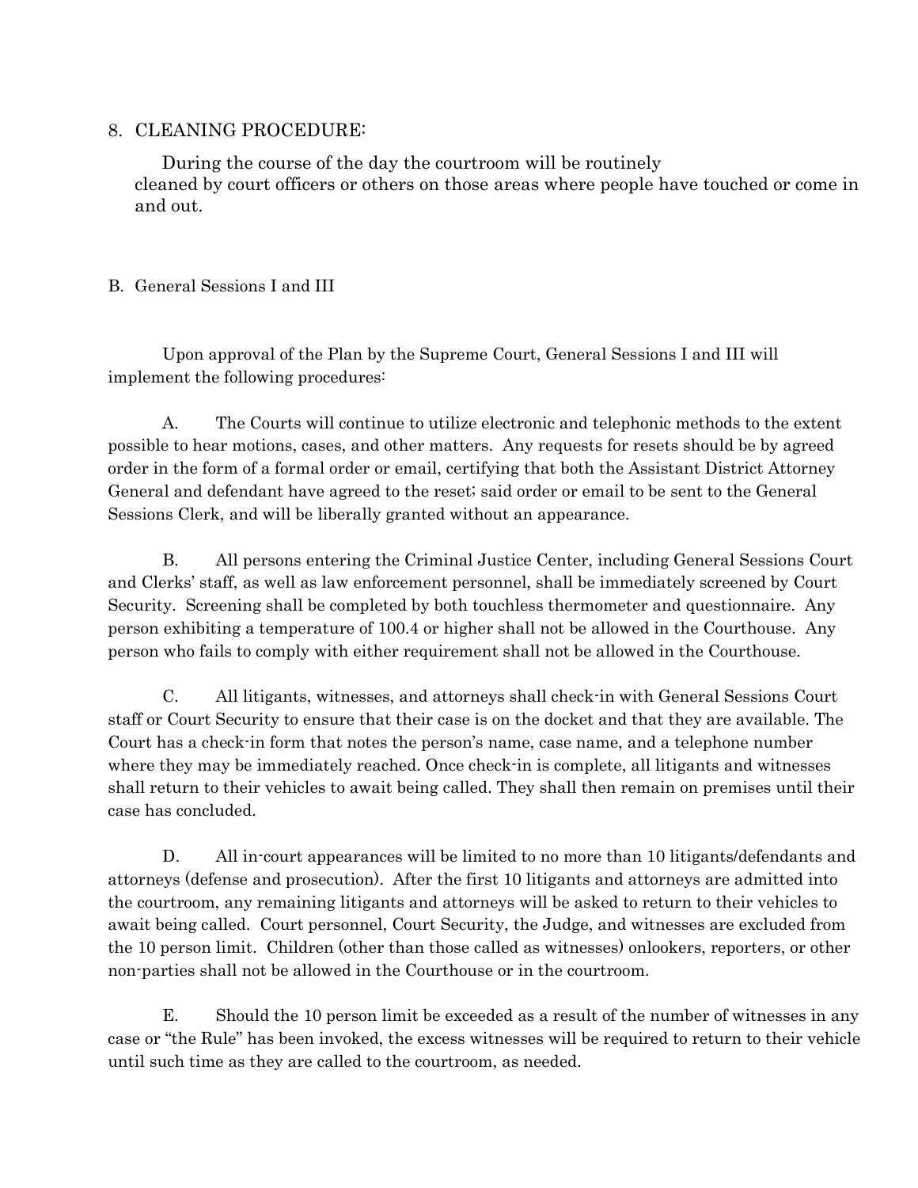8. CLEANING PROCEDURE:

During the course of the day the courtroom will be routinely cleaned by court officers or others on those areas where people have touched or come in and out.

B. General Sessions I and III

Upon approval of the Plan by the Supreme Court, General Sessions I and III will implement the following procedures:

A. The Courts will continue to utilize electronic and telephonic methods to the extent possible to hear motions, cases, and other matters. Any requests for resets should be by agreed order in the form of a formal order or email, certifying that both the Assistant District Attorney General and defendant have agreed to the reset; said order or email to be sent to the General Sessions Clerk, and will be liberally granted without an appearance.

B. All persons entering the Criminal Justice Center, including General Sessions Court and Clerks' staff, as well as law enforcement personnel, shall be immediately screened by Court Security. Screening shall be completed by both touchless thermometer and questionnaire. Any person exhibiting a temperature of 100.4 or higher shall not be allowed in the Courthouse. Any person who fails to comply with either requirement shall not be allowed in the Courthouse.

C. All litigants, witnesses, and attorneys shall check-in with General Sessions Court staff or Court Security to ensure that their case is on the docket and that they are available. The Court has a check-in form that notes the person's name, case name, and a telephone number where they may be immediately reached. Once check-in is complete, all litigants and witnesses shall return to their vehicles to await being called. They shall then remain on premises until their case has concluded.

D. All in-court appearances will be limited to no more than 10 litigants/defendants and attorneys (defense and prosecution). After the first 10 litigants and attorneys are admitted into the courtroom, any remaining litigants and attorneys will be asked to return to their vehicles to await being called. Court personnel, Court Security, the Judge, and witnesses are excluded from the 10 person limit. Children (other than those called as witnesses) onlookers, reporters, or other non-parties shall not be allowed in the Courthouse or in the courtroom.

E. Should the 10 person limit be exceeded as a result of the number of witnesses in any case or "the Rule" has been invoked, the excess witnesses will be required to return to their vehicle until such time as they are called to the courtroom, as needed.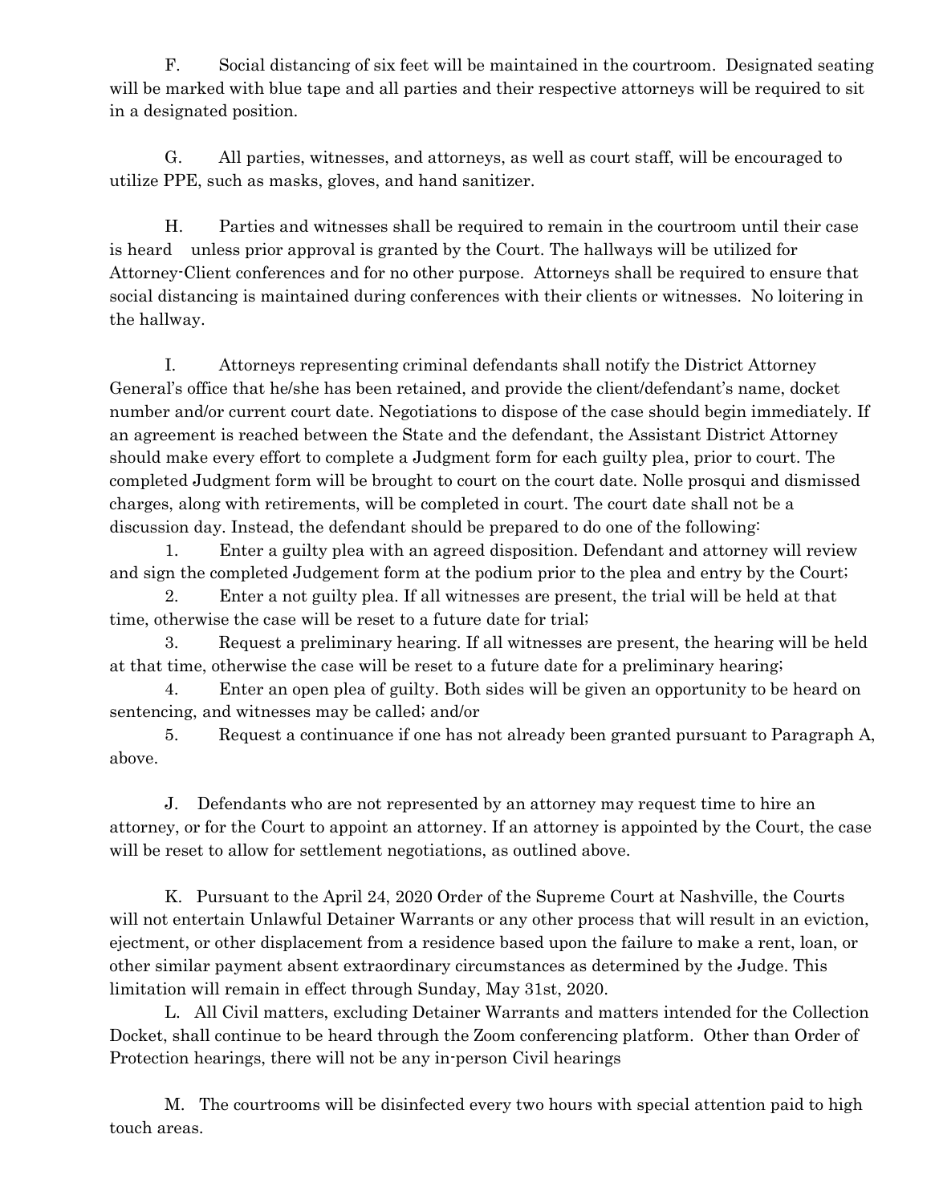F. Social distancing of six feet will be maintained in the courtroom. Designated seating will be marked with blue tape and all parties and their respective attorneys will be required to sit in a designated position.

G. All parties, witnesses, and attorneys, as well as court staff, will be encouraged to utilize PPE, such as masks, gloves, and hand sanitizer.

H. Parties and witnesses shall be required to remain in the courtroom until their case is heard unless prior approval is granted by the Court. The hallways will be utilized for Attorney-Client conferences and for no other purpose. Attorneys shall be required to ensure that social distancing is maintained during conferences with their clients or witnesses. No loitering in the hallway.

I. Attorneys representing criminal defendants shall notify the District Attorney General's office that he/she has been retained, and provide the client/defendant's name, docket number and/or current court date. Negotiations to dispose of the case should begin immediately. If an agreement is reached between the State and the defendant, the Assistant District Attorney should make every effort to complete a Judgment form for each guilty plea, prior to court. The completed Judgment form will be brought to court on the court date. Nolle prosqui and dismissed charges, along with retirements, will be completed in court. The court date shall not be a discussion day. Instead, the defendant should be prepared to do one of the following:

1. Enter a guilty plea with an agreed disposition. Defendant and attorney will review and sign the completed Judgement form at the podium prior to the plea and entry by the Court;
2. Enter a not guilty plea. If all witnesses are present, the trial will be held at that time, otherwise the case will be reset to a future date for trial;
3. Request a preliminary hearing. If all witnesses are present, the hearing will be held at that time, otherwise the case will be reset to a future date for a preliminary hearing;
4. Enter an open plea of guilty. Both sides will be given an opportunity to be heard on sentencing, and witnesses may be called; and/or
5. Request a continuance if one has not already been granted pursuant to Paragraph A, above.

J. Defendants who are not represented by an attorney may request time to hire an attorney, or for the Court to appoint an attorney. If an attorney is appointed by the Court, the case will be reset to allow for settlement negotiations, as outlined above.

K. Pursuant to the April 24, 2020 Order of the Supreme Court at Nashville, the Courts will not entertain Unlawful Detainer Warrants or any other process that will result in an eviction, ejectment, or other displacement from a residence based upon the failure to make a rent, loan, or other similar payment absent extraordinary circumstances as determined by the Judge. This limitation will remain in effect through Sunday, May 31st, 2020.

L. All Civil matters, excluding Detainer Warrants and matters intended for the Collection Docket, shall continue to be heard through the Zoom conferencing platform. Other than Order of Protection hearings, there will not be any in-person Civil hearings

M. The courtrooms will be disinfected every two hours with special attention paid to high touch areas.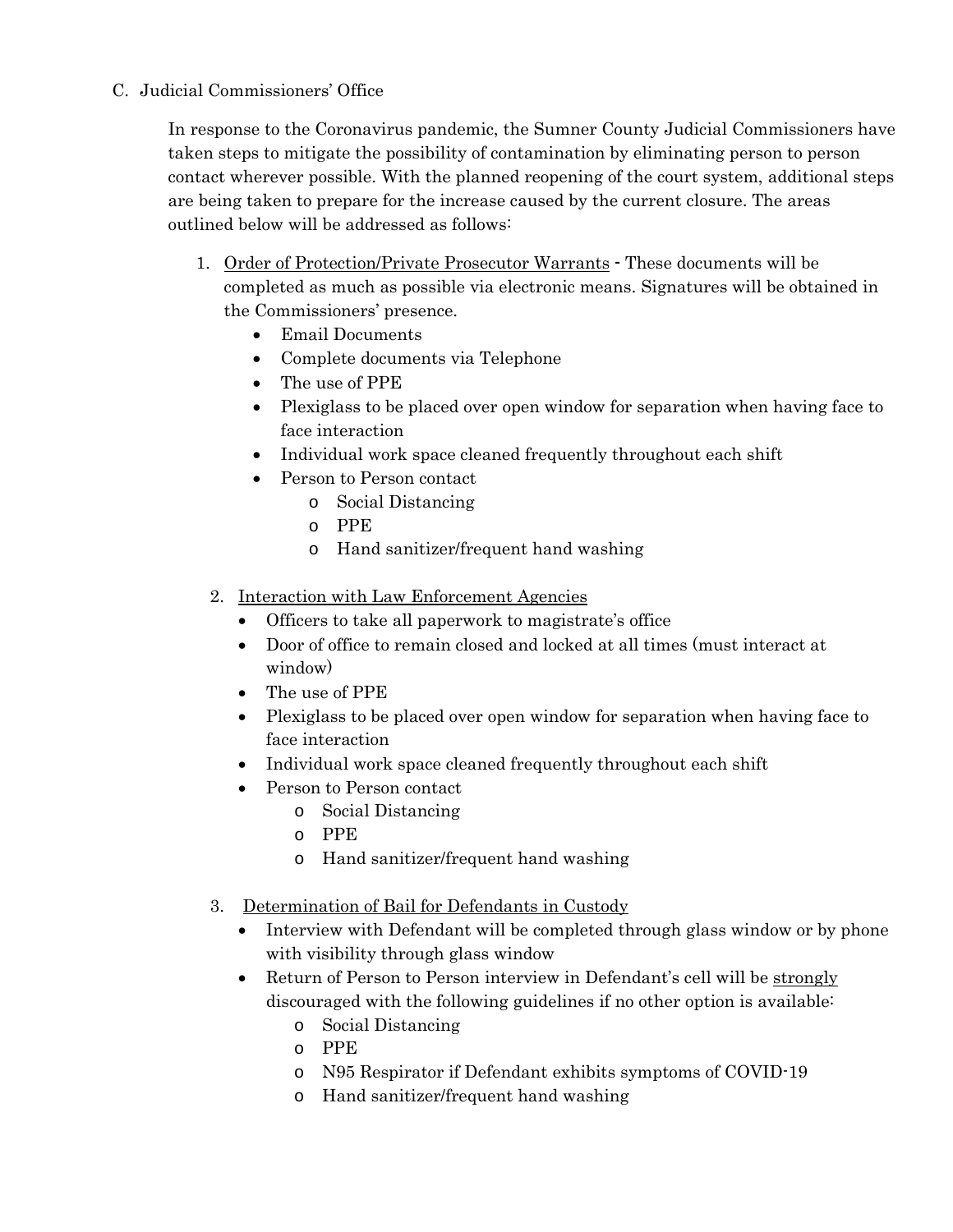C. Judicial Commissioners' Office

In response to the Coronavirus pandemic, the Sumner County Judicial Commissioners have taken steps to mitigate the possibility of contamination by eliminating person to person contact wherever possible. With the planned reopening of the court system, additional steps are being taken to prepare for the increase caused by the current closure. The areas outlined below will be addressed as follows:

1. Order of Protection/Private Prosecutor Warrants - These documents will be completed as much as possible via electronic means. Signatures will be obtained in the Commissioners' presence.
   - Email Documents
   - Complete documents via Telephone
   - The use of PPE
   - Plexiglass to be placed over open window for separation when having face to face interaction
   - Individual work space cleaned frequently throughout each shift
   - Person to Person contact
     - Social Distancing
     - PPE
     - Hand sanitizer/frequent hand washing

2. Interaction with Law Enforcement Agencies
   - Officers to take all paperwork to magistrate's office
   - Door of office to remain closed and locked at all times (must interact at window)
   - The use of PPE
   - Plexiglass to be placed over open window for separation when having face to face interaction
   - Individual work space cleaned frequently throughout each shift
   - Person to Person contact
     - Social Distancing
     - PPE
     - Hand sanitizer/frequent hand washing

3. Determination of Bail for Defendants in Custody
   - Interview with Defendant will be completed through glass window or by phone with visibility through glass window
   - Return of Person to Person interview in Defendant's cell will be strongly discouraged with the following guidelines if no other option is available:
     - Social Distancing
     - PPE
     - N95 Respirator if Defendant exhibits symptoms of COVID-19
     - Hand sanitizer/frequent hand washing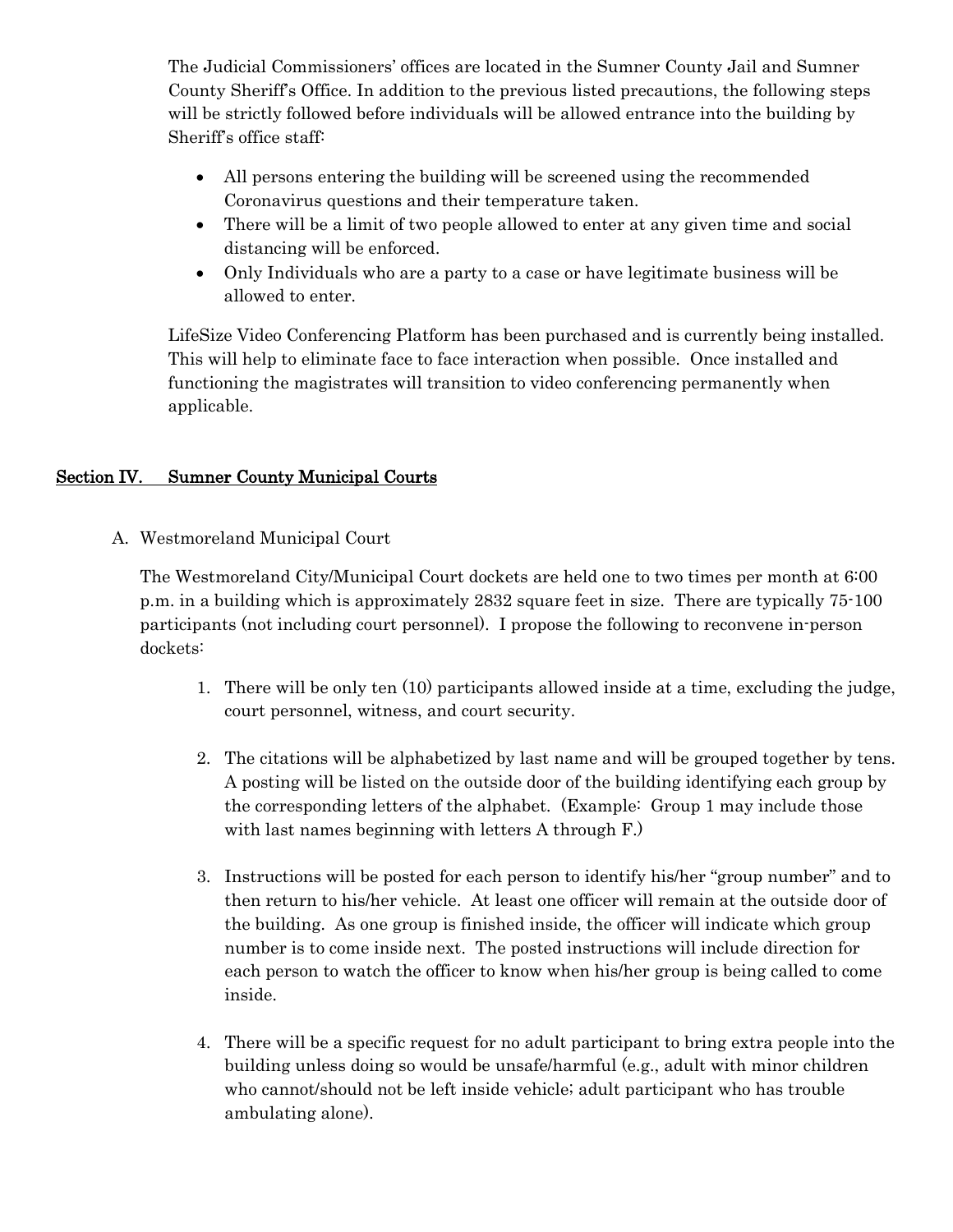The Judicial Commissioners' offices are located in the Sumner County Jail and Sumner County Sheriff's Office. In addition to the previous listed precautions, the following steps will be strictly followed before individuals will be allowed entrance into the building by Sheriff's office staff:

- All persons entering the building will be screened using the recommended Coronavirus questions and their temperature taken.
- There will be a limit of two people allowed to enter at any given time and social distancing will be enforced.
- Only Individuals who are a party to a case or have legitimate business will be allowed to enter.

LifeSize Video Conferencing Platform has been purchased and is currently being installed. This will help to eliminate face to face interaction when possible. Once installed and functioning the magistrates will transition to video conferencing permanently when applicable.

## Section IV. Sumner County Municipal Courts

A. Westmoreland Municipal Court

The Westmoreland City/Municipal Court dockets are held one to two times per month at 6:00 p.m. in a building which is approximately 2832 square feet in size. There are typically 75-100 participants (not including court personnel). I propose the following to reconvene in-person dockets:

1. There will be only ten (10) participants allowed inside at a time, excluding the judge, court personnel, witness, and court security.

2. The citations will be alphabetized by last name and will be grouped together by tens. A posting will be listed on the outside door of the building identifying each group by the corresponding letters of the alphabet. (Example: Group 1 may include those with last names beginning with letters A through F.)

3. Instructions will be posted for each person to identify his/her "group number" and to then return to his/her vehicle. At least one officer will remain at the outside door of the building. As one group is finished inside, the officer will indicate which group number is to come inside next. The posted instructions will include direction for each person to watch the officer to know when his/her group is being called to come inside.

4. There will be a specific request for no adult participant to bring extra people into the building unless doing so would be unsafe/harmful (e.g., adult with minor children who cannot/should not be left inside vehicle; adult participant who has trouble ambulating alone).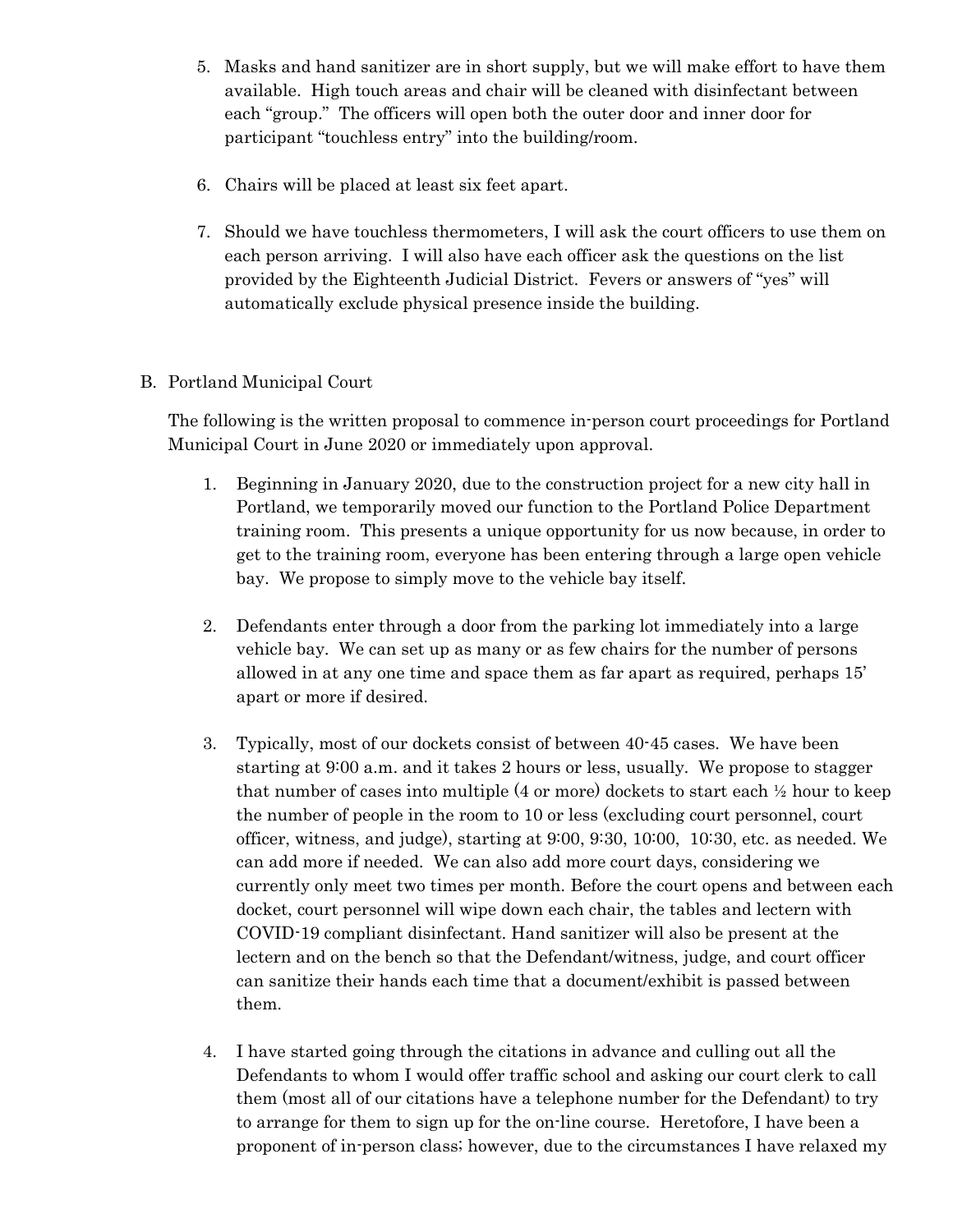5. Masks and hand sanitizer are in short supply, but we will make effort to have them available. High touch areas and chair will be cleaned with disinfectant between each "group." The officers will open both the outer door and inner door for participant "touchless entry" into the building/room.

6. Chairs will be placed at least six feet apart.

7. Should we have touchless thermometers, I will ask the court officers to use them on each person arriving. I will also have each officer ask the questions on the list provided by the Eighteenth Judicial District. Fevers or answers of "yes" will automatically exclude physical presence inside the building.

B. Portland Municipal Court

The following is the written proposal to commence in-person court proceedings for Portland Municipal Court in June 2020 or immediately upon approval.

1. Beginning in January 2020, due to the construction project for a new city hall in Portland, we temporarily moved our function to the Portland Police Department training room. This presents a unique opportunity for us now because, in order to get to the training room, everyone has been entering through a large open vehicle bay. We propose to simply move to the vehicle bay itself.

2. Defendants enter through a door from the parking lot immediately into a large vehicle bay. We can set up as many or as few chairs for the number of persons allowed in at any one time and space them as far apart as required, perhaps 15' apart or more if desired.

3. Typically, most of our dockets consist of between 40-45 cases. We have been starting at 9:00 a.m. and it takes 2 hours or less, usually. We propose to stagger that number of cases into multiple (4 or more) dockets to start each ½ hour to keep the number of people in the room to 10 or less (excluding court personnel, court officer, witness, and judge), starting at 9:00, 9:30, 10:00, 10:30, etc. as needed. We can add more if needed. We can also add more court days, considering we currently only meet two times per month. Before the court opens and between each docket, court personnel will wipe down each chair, the tables and lectern with COVID-19 compliant disinfectant. Hand sanitizer will also be present at the lectern and on the bench so that the Defendant/witness, judge, and court officer can sanitize their hands each time that a document/exhibit is passed between them.

4. I have started going through the citations in advance and culling out all the Defendants to whom I would offer traffic school and asking our court clerk to call them (most all of our citations have a telephone number for the Defendant) to try to arrange for them to sign up for the on-line course. Heretofore, I have been a proponent of in-person class; however, due to the circumstances I have relaxed my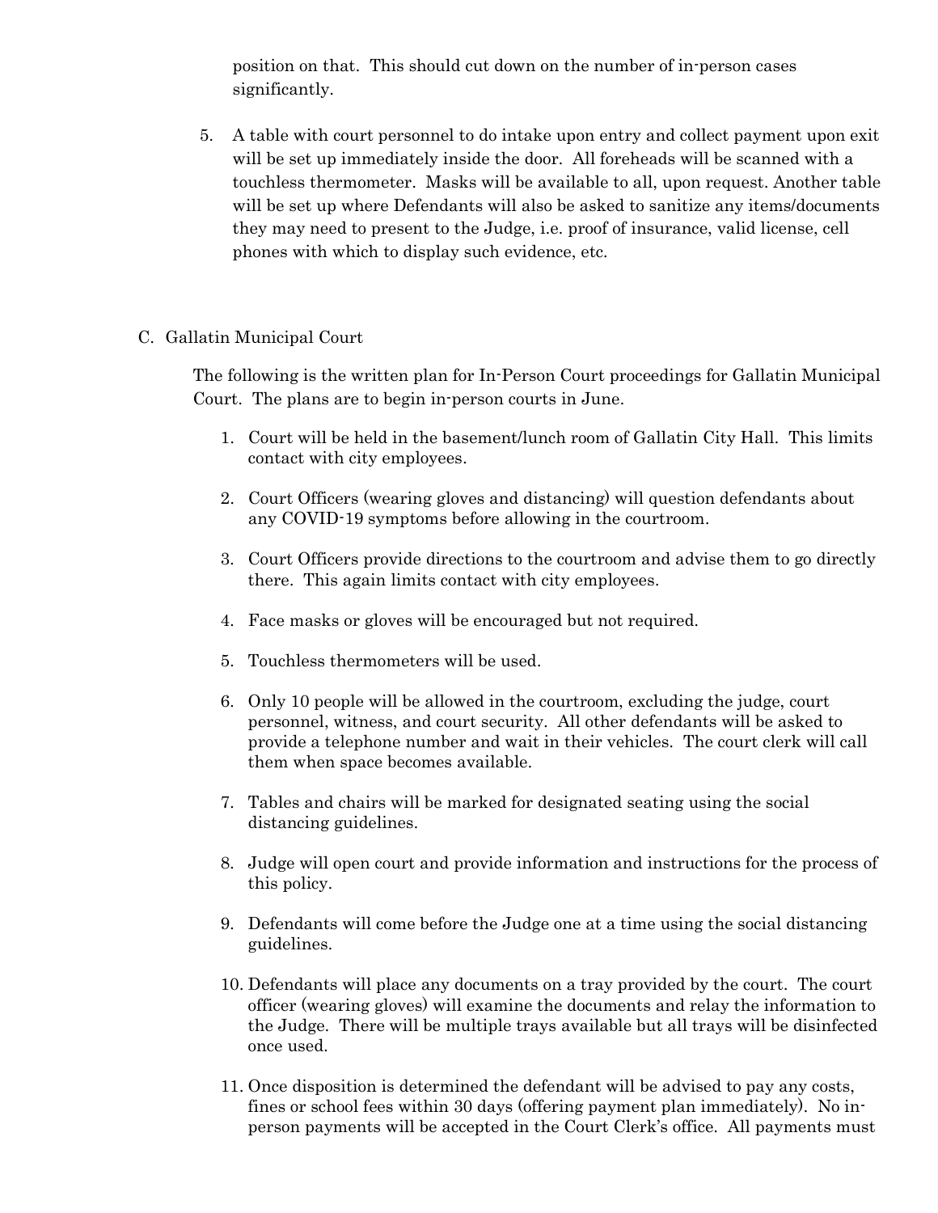position on that. This should cut down on the number of in-person cases significantly.

5. A table with court personnel to do intake upon entry and collect payment upon exit will be set up immediately inside the door. All foreheads will be scanned with a touchless thermometer. Masks will be available to all, upon request. Another table will be set up where Defendants will also be asked to sanitize any items/documents they may need to present to the Judge, i.e. proof of insurance, valid license, cell phones with which to display such evidence, etc.

C. Gallatin Municipal Court

The following is the written plan for In-Person Court proceedings for Gallatin Municipal Court. The plans are to begin in-person courts in June.

1. Court will be held in the basement/lunch room of Gallatin City Hall. This limits contact with city employees.
2. Court Officers (wearing gloves and distancing) will question defendants about any COVID-19 symptoms before allowing in the courtroom.
3. Court Officers provide directions to the courtroom and advise them to go directly there. This again limits contact with city employees.
4. Face masks or gloves will be encouraged but not required.
5. Touchless thermometers will be used.
6. Only 10 people will be allowed in the courtroom, excluding the judge, court personnel, witness, and court security. All other defendants will be asked to provide a telephone number and wait in their vehicles. The court clerk will call them when space becomes available.
7. Tables and chairs will be marked for designated seating using the social distancing guidelines.
8. Judge will open court and provide information and instructions for the process of this policy.
9. Defendants will come before the Judge one at a time using the social distancing guidelines.
10. Defendants will place any documents on a tray provided by the court. The court officer (wearing gloves) will examine the documents and relay the information to the Judge. There will be multiple trays available but all trays will be disinfected once used.
11. Once disposition is determined the defendant will be advised to pay any costs, fines or school fees within 30 days (offering payment plan immediately). No in-person payments will be accepted in the Court Clerk's office. All payments must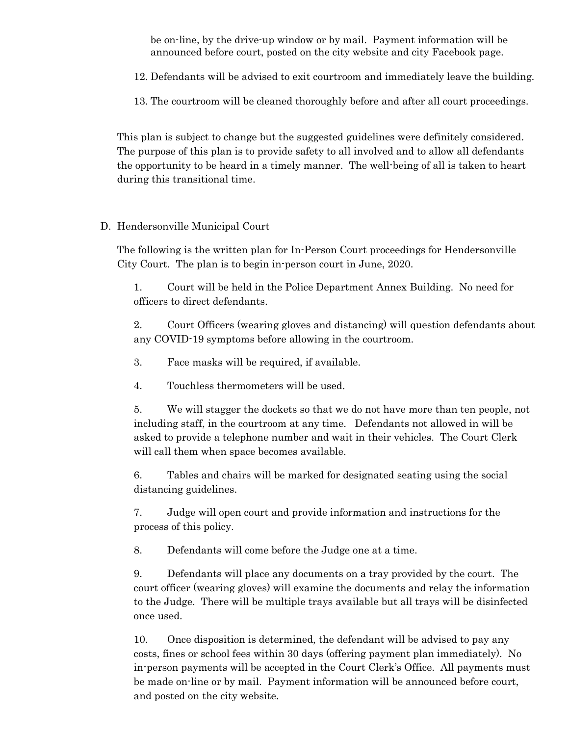be on-line, by the drive-up window or by mail. Payment information will be announced before court, posted on the city website and city Facebook page.

12. Defendants will be advised to exit courtroom and immediately leave the building.

13. The courtroom will be cleaned thoroughly before and after all court proceedings.

This plan is subject to change but the suggested guidelines were definitely considered. The purpose of this plan is to provide safety to all involved and to allow all defendants the opportunity to be heard in a timely manner. The well-being of all is taken to heart during this transitional time.

D. Hendersonville Municipal Court

The following is the written plan for In-Person Court proceedings for Hendersonville City Court. The plan is to begin in-person court in June, 2020.

1. Court will be held in the Police Department Annex Building. No need for officers to direct defendants.

2. Court Officers (wearing gloves and distancing) will question defendants about any COVID-19 symptoms before allowing in the courtroom.

3. Face masks will be required, if available.

4. Touchless thermometers will be used.

5. We will stagger the dockets so that we do not have more than ten people, not including staff, in the courtroom at any time. Defendants not allowed in will be asked to provide a telephone number and wait in their vehicles. The Court Clerk will call them when space becomes available.

6. Tables and chairs will be marked for designated seating using the social distancing guidelines.

7. Judge will open court and provide information and instructions for the process of this policy.

8. Defendants will come before the Judge one at a time.

9. Defendants will place any documents on a tray provided by the court. The court officer (wearing gloves) will examine the documents and relay the information to the Judge. There will be multiple trays available but all trays will be disinfected once used.

10. Once disposition is determined, the defendant will be advised to pay any costs, fines or school fees within 30 days (offering payment plan immediately). No in-person payments will be accepted in the Court Clerk's Office. All payments must be made on-line or by mail. Payment information will be announced before court, and posted on the city website.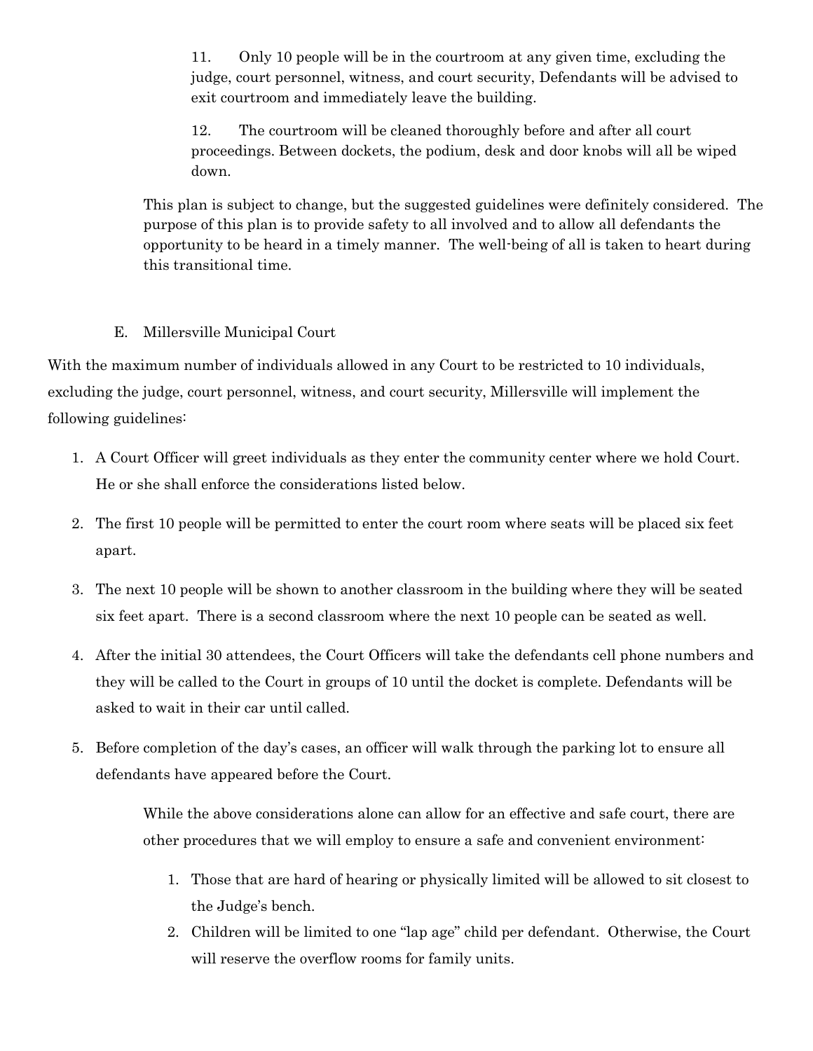11. Only 10 people will be in the courtroom at any given time, excluding the judge, court personnel, witness, and court security, Defendants will be advised to exit courtroom and immediately leave the building.

12. The courtroom will be cleaned thoroughly before and after all court proceedings. Between dockets, the podium, desk and door knobs will all be wiped down.

This plan is subject to change, but the suggested guidelines were definitely considered. The purpose of this plan is to provide safety to all involved and to allow all defendants the opportunity to be heard in a timely manner. The well-being of all is taken to heart during this transitional time.

E. Millersville Municipal Court

With the maximum number of individuals allowed in any Court to be restricted to 10 individuals, excluding the judge, court personnel, witness, and court security, Millersville will implement the following guidelines:

1. A Court Officer will greet individuals as they enter the community center where we hold Court. He or she shall enforce the considerations listed below.
2. The first 10 people will be permitted to enter the court room where seats will be placed six feet apart.
3. The next 10 people will be shown to another classroom in the building where they will be seated six feet apart. There is a second classroom where the next 10 people can be seated as well.
4. After the initial 30 attendees, the Court Officers will take the defendants cell phone numbers and they will be called to the Court in groups of 10 until the docket is complete. Defendants will be asked to wait in their car until called.
5. Before completion of the day's cases, an officer will walk through the parking lot to ensure all defendants have appeared before the Court.

While the above considerations alone can allow for an effective and safe court, there are other procedures that we will employ to ensure a safe and convenient environment:

1. Those that are hard of hearing or physically limited will be allowed to sit closest to the Judge's bench.
2. Children will be limited to one "lap age" child per defendant. Otherwise, the Court will reserve the overflow rooms for family units.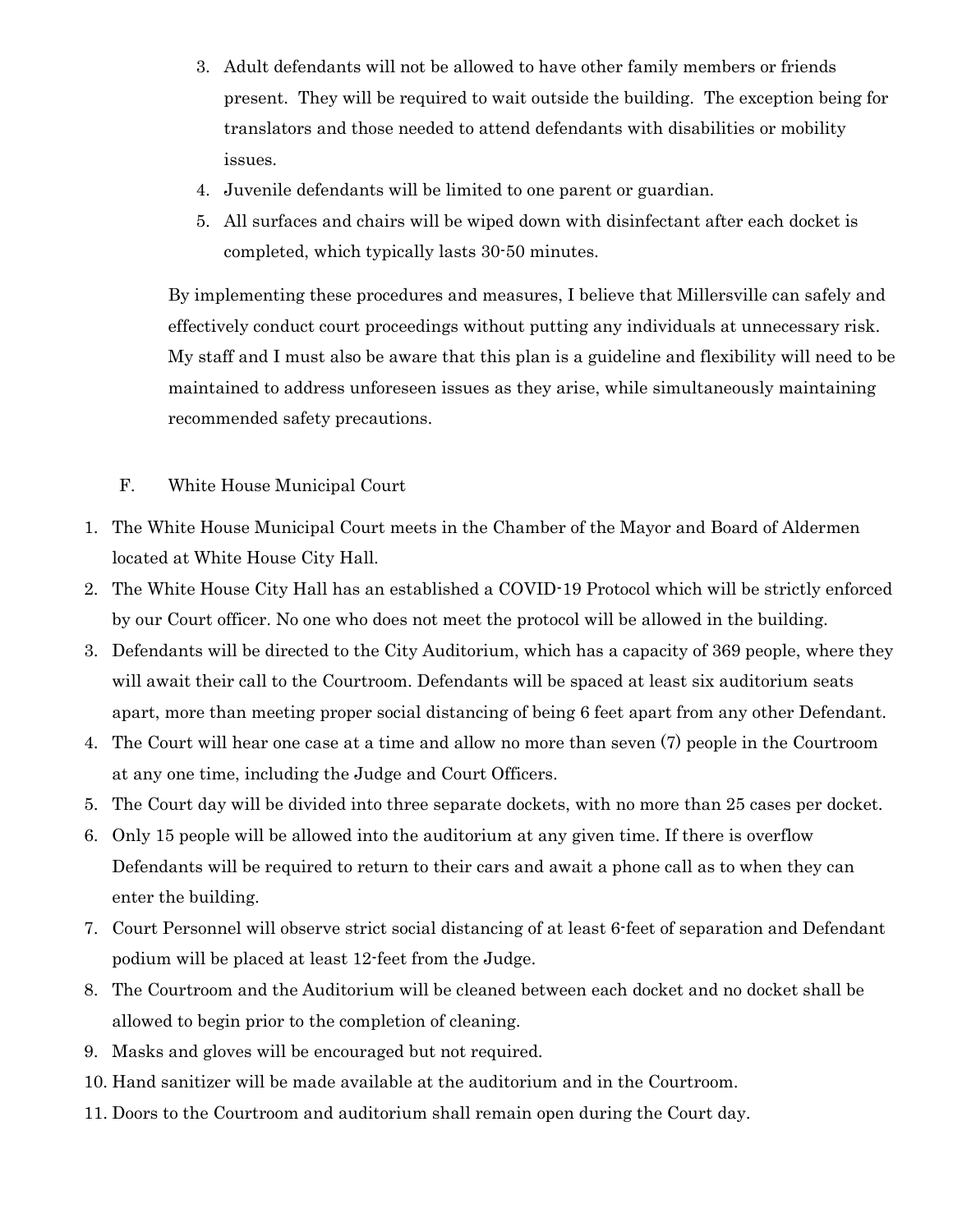3. Adult defendants will not be allowed to have other family members or friends present. They will be required to wait outside the building. The exception being for translators and those needed to attend defendants with disabilities or mobility issues.
4. Juvenile defendants will be limited to one parent or guardian.
5. All surfaces and chairs will be wiped down with disinfectant after each docket is completed, which typically lasts 30-50 minutes.

By implementing these procedures and measures, I believe that Millersville can safely and effectively conduct court proceedings without putting any individuals at unnecessary risk. My staff and I must also be aware that this plan is a guideline and flexibility will need to be maintained to address unforeseen issues as they arise, while simultaneously maintaining recommended safety precautions.

F. White House Municipal Court

1. The White House Municipal Court meets in the Chamber of the Mayor and Board of Aldermen located at White House City Hall.
2. The White House City Hall has an established a COVID-19 Protocol which will be strictly enforced by our Court officer. No one who does not meet the protocol will be allowed in the building.
3. Defendants will be directed to the City Auditorium, which has a capacity of 369 people, where they will await their call to the Courtroom. Defendants will be spaced at least six auditorium seats apart, more than meeting proper social distancing of being 6 feet apart from any other Defendant.
4. The Court will hear one case at a time and allow no more than seven (7) people in the Courtroom at any one time, including the Judge and Court Officers.
5. The Court day will be divided into three separate dockets, with no more than 25 cases per docket.
6. Only 15 people will be allowed into the auditorium at any given time. If there is overflow Defendants will be required to return to their cars and await a phone call as to when they can enter the building.
7. Court Personnel will observe strict social distancing of at least 6-feet of separation and Defendant podium will be placed at least 12-feet from the Judge.
8. The Courtroom and the Auditorium will be cleaned between each docket and no docket shall be allowed to begin prior to the completion of cleaning.
9. Masks and gloves will be encouraged but not required.
10. Hand sanitizer will be made available at the auditorium and in the Courtroom.
11. Doors to the Courtroom and auditorium shall remain open during the Court day.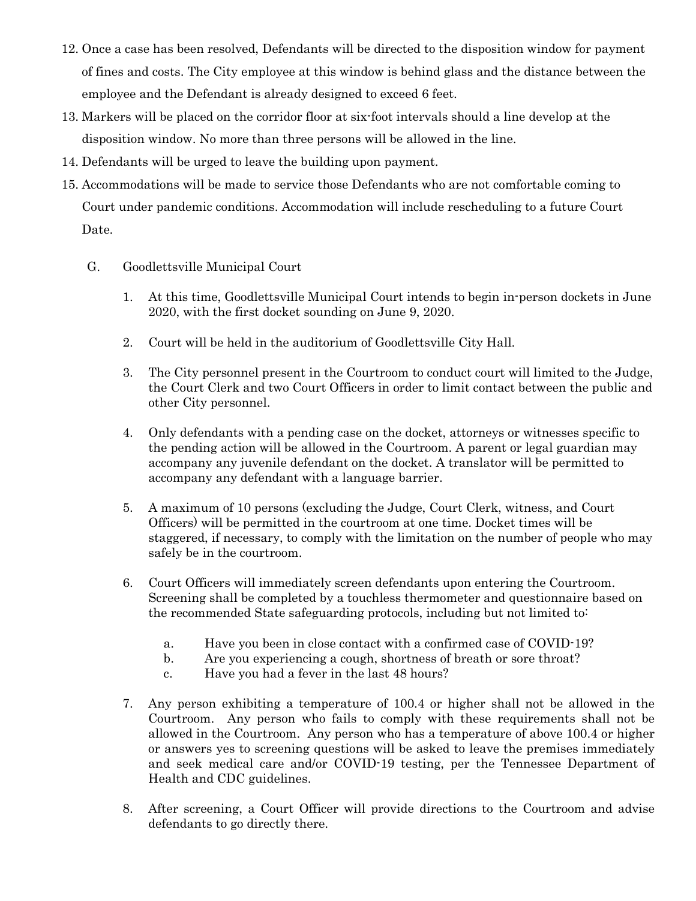12. Once a case has been resolved, Defendants will be directed to the disposition window for payment of fines and costs. The City employee at this window is behind glass and the distance between the employee and the Defendant is already designed to exceed 6 feet.
13. Markers will be placed on the corridor floor at six-foot intervals should a line develop at the disposition window. No more than three persons will be allowed in the line.
14. Defendants will be urged to leave the building upon payment.
15. Accommodations will be made to service those Defendants who are not comfortable coming to Court under pandemic conditions. Accommodation will include rescheduling to a future Court Date.

G. Goodlettsville Municipal Court

1. At this time, Goodlettsville Municipal Court intends to begin in-person dockets in June 2020, with the first docket sounding on June 9, 2020.

2. Court will be held in the auditorium of Goodlettsville City Hall.

3. The City personnel present in the Courtroom to conduct court will limited to the Judge, the Court Clerk and two Court Officers in order to limit contact between the public and other City personnel.

4. Only defendants with a pending case on the docket, attorneys or witnesses specific to the pending action will be allowed in the Courtroom. A parent or legal guardian may accompany any juvenile defendant on the docket. A translator will be permitted to accompany any defendant with a language barrier.

5. A maximum of 10 persons (excluding the Judge, Court Clerk, witness, and Court Officers) will be permitted in the courtroom at one time. Docket times will be staggered, if necessary, to comply with the limitation on the number of people who may safely be in the courtroom.

6. Court Officers will immediately screen defendants upon entering the Courtroom. Screening shall be completed by a touchless thermometer and questionnaire based on the recommended State safeguarding protocols, including but not limited to:

   a. Have you been in close contact with a confirmed case of COVID-19?
   b. Are you experiencing a cough, shortness of breath or sore throat?
   c. Have you had a fever in the last 48 hours?

7. Any person exhibiting a temperature of 100.4 or higher shall not be allowed in the Courtroom. Any person who fails to comply with these requirements shall not be allowed in the Courtroom. Any person who has a temperature of above 100.4 or higher or answers yes to screening questions will be asked to leave the premises immediately and seek medical care and/or COVID-19 testing, per the Tennessee Department of Health and CDC guidelines.

8. After screening, a Court Officer will provide directions to the Courtroom and advise defendants to go directly there.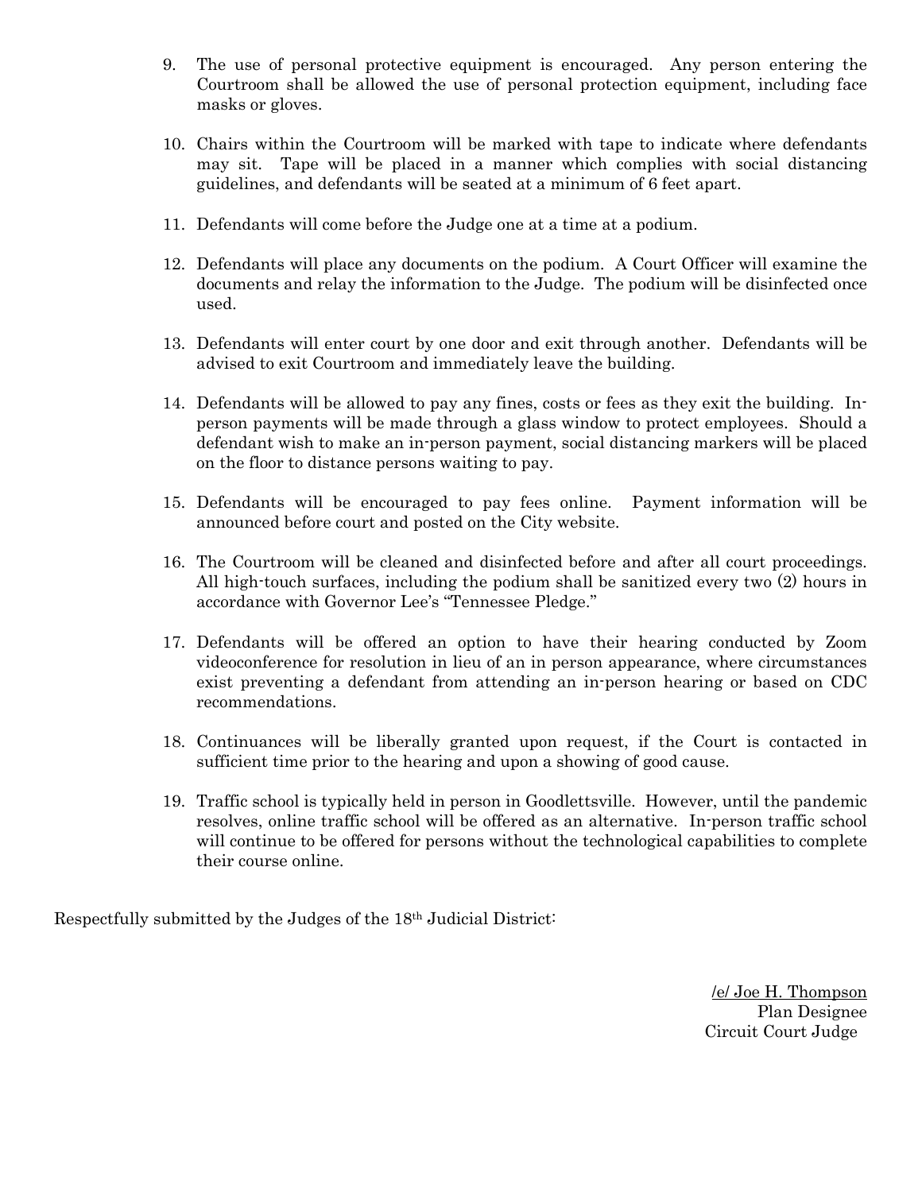9. The use of personal protective equipment is encouraged. Any person entering the Courtroom shall be allowed the use of personal protection equipment, including face masks or gloves.

10. Chairs within the Courtroom will be marked with tape to indicate where defendants may sit. Tape will be placed in a manner which complies with social distancing guidelines, and defendants will be seated at a minimum of 6 feet apart.

11. Defendants will come before the Judge one at a time at a podium.

12. Defendants will place any documents on the podium. A Court Officer will examine the documents and relay the information to the Judge. The podium will be disinfected once used.

13. Defendants will enter court by one door and exit through another. Defendants will be advised to exit Courtroom and immediately leave the building.

14. Defendants will be allowed to pay any fines, costs or fees as they exit the building. In-person payments will be made through a glass window to protect employees. Should a defendant wish to make an in-person payment, social distancing markers will be placed on the floor to distance persons waiting to pay.

15. Defendants will be encouraged to pay fees online. Payment information will be announced before court and posted on the City website.

16. The Courtroom will be cleaned and disinfected before and after all court proceedings. All high-touch surfaces, including the podium shall be sanitized every two (2) hours in accordance with Governor Lee's "Tennessee Pledge."

17. Defendants will be offered an option to have their hearing conducted by Zoom videoconference for resolution in lieu of an in person appearance, where circumstances exist preventing a defendant from attending an in-person hearing or based on CDC recommendations.

18. Continuances will be liberally granted upon request, if the Court is contacted in sufficient time prior to the hearing and upon a showing of good cause.

19. Traffic school is typically held in person in Goodlettsville. However, until the pandemic resolves, online traffic school will be offered as an alternative. In-person traffic school will continue to be offered for persons without the technological capabilities to complete their course online.

Respectfully submitted by the Judges of the 18th Judicial District:

/e/ Joe H. Thompson
Plan Designee
Circuit Court Judge